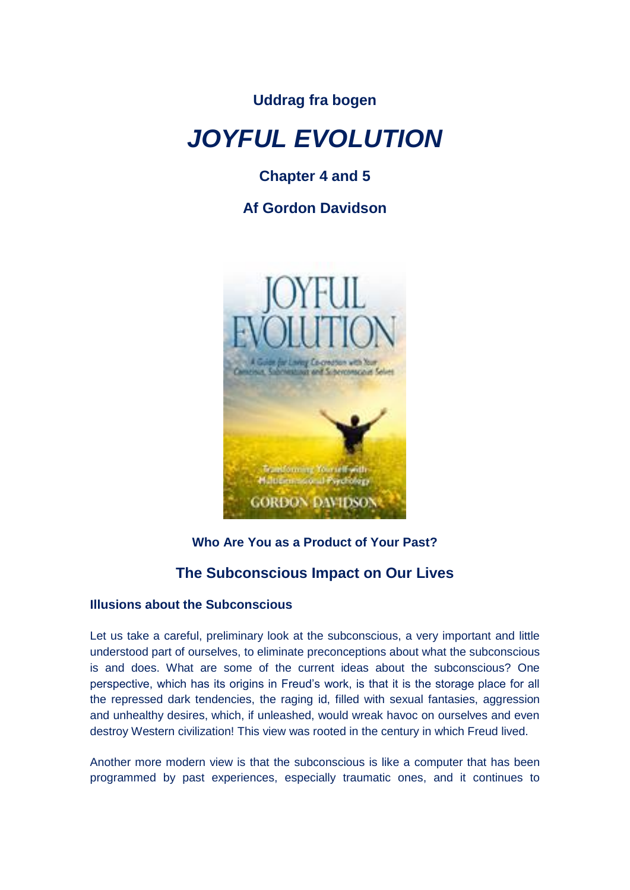**Uddrag fra bogen**

# *JOYFUL EVOLUTION*

**Chapter 4 and 5**

**Af Gordon Davidson**

**Who Are You as a Product of Your Past?**

## The Subconscious Impact on Our Lives

### Illusions about the Subconscious

Let us take a careful, preliminary look at the subconscious, a very important and little understood part of ourselves, to eliminate preconceptions about what the subconscious is and does. What are some of the current ideas about the subconscious? One perspective, which has its origins in Freud's work, is that it is the storage place for all the repressed dark tendencies, the raging id, filled with sexual fantasies, aggression and unhealthy desires, which, if unleashed, would wreak havoc on ourselves and even destroy Western civilization! This view was rooted in the century in which Freud lived.

Another more modern view is that the subconscious is like a computer that has been programmed by past experiences, especially traumatic ones, and it continues to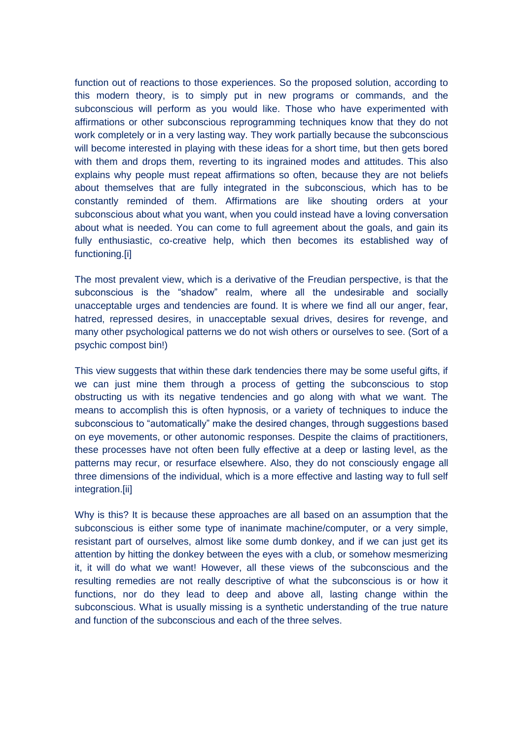function out of reactions to those experiences. So the proposed solution, according to this modern theory, is to simply put in new programs or commands, and the subconscious will perform as you would like. Those who have experimented with affirmations or other subconscious reprogramming techniques know that they do not work completely or in a very lasting way. They work partially because the subconscious will become interested in playing with these ideas for a short time, but then gets bored with them and drops them, reverting to its ingrained modes and attitudes. This also explains why people must repeat affirmations so often, because they are not beliefs about themselves that are fully integrated in the subconscious, which has to be constantly reminded of them. Affirmations are like shouting orders at your subconscious about what you want, when you could instead have a loving conversation about what is needed. You can come to full agreement about the goals, and gain its fully enthusiastic, co-creative help, which then becomes its established way of functioning.[i]

The most prevalent view, which is a derivative of the Freudian perspective, is that the subconscious is the "shadow" realm, where all the undesirable and socially unacceptable urges and tendencies are found. It is where we find all our anger, fear, hatred, repressed desires, in unacceptable sexual drives, desires for revenge, and many other psychological patterns we do not wish others or ourselves to see. (Sort of a psychic compost bin!)

This view suggests that within these dark tendencies there may be some useful gifts, if we can just mine them through a process of getting the subconscious to stop obstructing us with its negative tendencies and go along with what we want. The means to accomplish this is often hypnosis, or a variety of techniques to induce the subconscious to "automatically" make the desired changes, through suggestions based on eye movements, or other autonomic responses. Despite the claims of practitioners, these processes have not often been fully effective at a deep or lasting level, as the patterns may recur, or resurface elsewhere. Also, they do not consciously engage all three dimensions of the individual, which is a more effective and lasting way to full self integration.[ii]

Why is this? It is because these approaches are all based on an assumption that the subconscious is either some type of inanimate machine/computer, or a very simple, resistant part of ourselves, almost like some dumb donkey, and if we can just get its attention by hitting the donkey between the eyes with a club, or somehow mesmerizing it, it will do what we want! However, all these views of the subconscious and the resulting remedies are not really descriptive of what the subconscious is or how it functions, nor do they lead to deep and above all, lasting change within the subconscious. What is usually missing is a synthetic understanding of the true nature and function of the subconscious and each of the three selves.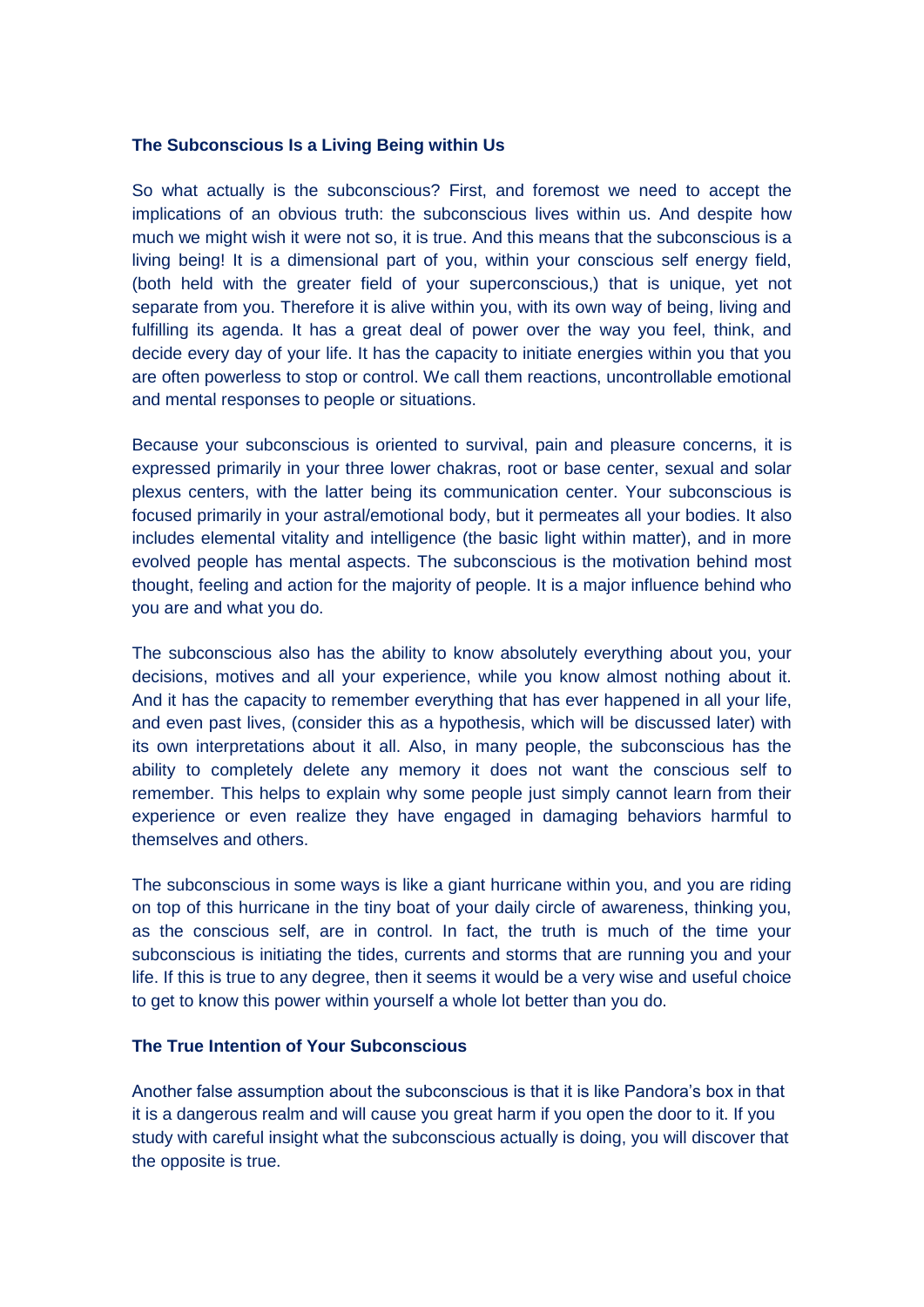## The Subconscious Is a Living Being within Us

So what actually is the subconscious? First, and foremost we need to accept the implications of an obvious truth: the subconscious lives within us. And despite how much we might wish it were not so, it is true. And this means that the subconscious is a living being! It is a dimensional part of you, within your conscious self energy field, (both held with the greater field of your superconscious,) that is unique, yet not separate from you. Therefore it is alive within you, with its own way of being, living and fulfilling its agenda. It has a great deal of power over the way you feel, think, and decide every day of your life. It has the capacity to initiate energies within you that you are often powerless to stop or control. We call them reactions, uncontrollable emotional and mental responses to people or situations.

Because your subconscious is oriented to survival, pain and pleasure concerns, it is expressed primarily in your three lower chakras, root or base center, sexual and solar plexus centers, with the latter being its communication center. Your subconscious is focused primarily in your astral/emotional body, but it permeates all your bodies. It also includes elemental vitality and intelligence (the basic light within matter), and in more evolved people has mental aspects. The subconscious is the motivation behind most thought, feeling and action for the majority of people. It is a major influence behind who you are and what you do.

The subconscious also has the ability to know absolutely everything about you, your decisions, motives and all your experience, while you know almost nothing about it. And it has the capacity to remember everything that has ever happened in all your life, and even past lives, (consider this as a hypothesis, which will be discussed later) with its own interpretations about it all. Also, in many people, the subconscious has the ability to completely delete any memory it does not want the conscious self to remember. This helps to explain why some people just simply cannot learn from their experience or even realize they have engaged in damaging behaviors harmful to themselves and others.

The subconscious in some ways is like a giant hurricane within you, and you are riding on top of this hurricane in the tiny boat of your daily circle of awareness, thinking you, as the conscious self, are in control. In fact, the truth is much of the time your subconscious is initiating the tides, currents and storms that are running you and your life. If this is true to any degree, then it seems it would be a very wise and useful choice to get to know this power within yourself a whole lot better than you do.

## The True Intention of Your Subconscious

Another false assumption about the subconscious is that it is like Pandora's box in that it is a dangerous realm and will cause you great harm if you open the door to it. If you study with careful insight what the subconscious actually is doing, you will discover that the opposite is true.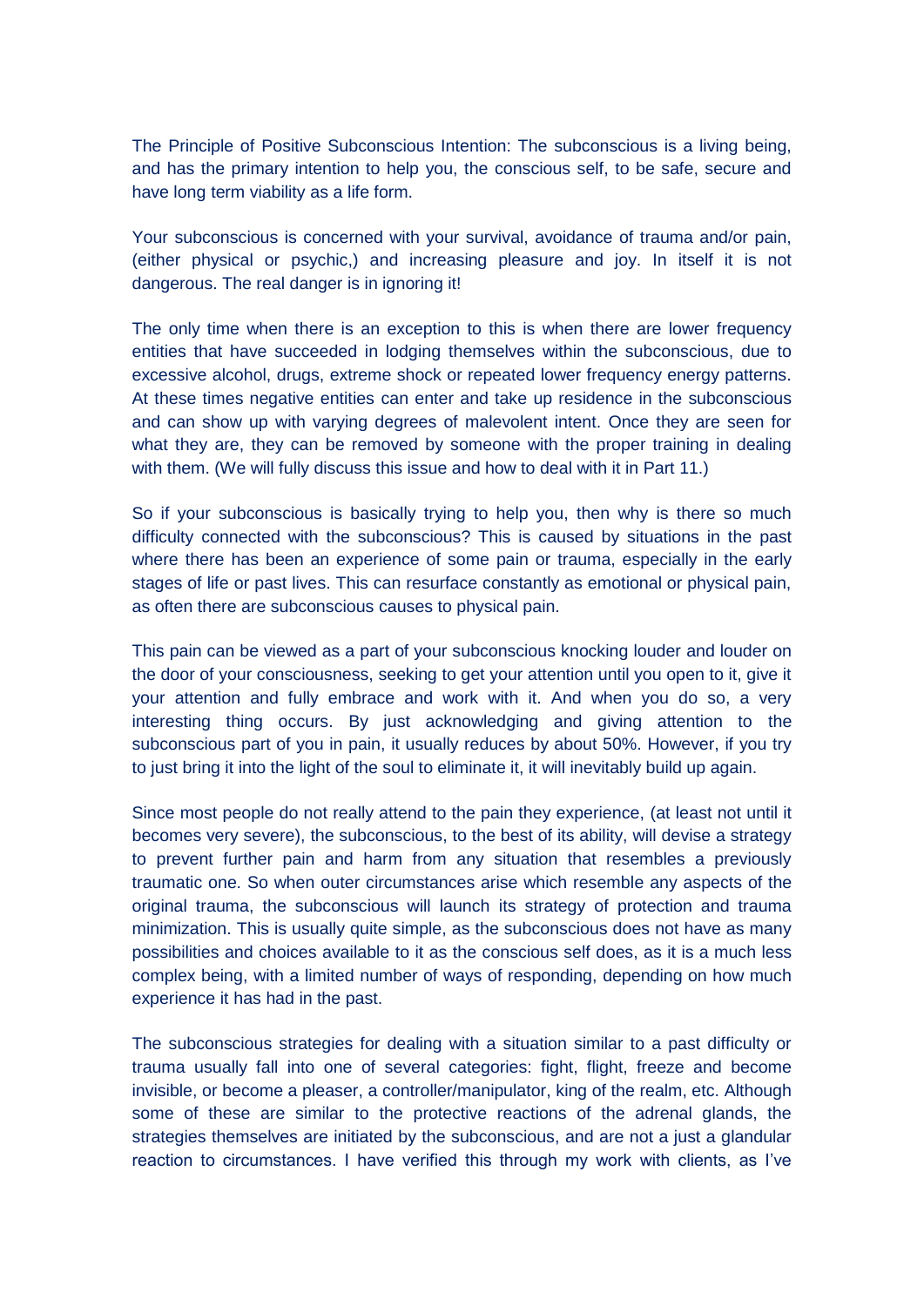The Principle of Positive Subconscious Intention: The subconscious is a living being, and has the primary intention to help you, the conscious self, to be safe, secure and have long term viability as a life form.

Your subconscious is concerned with your survival, avoidance of trauma and/or pain, (either physical or psychic,) and increasing pleasure and joy. In itself it is not dangerous. The real danger is in ignoring it!

The only time when there is an exception to this is when there are lower frequency entities that have succeeded in lodging themselves within the subconscious, due to excessive alcohol, drugs, extreme shock or repeated lower frequency energy patterns. At these times negative entities can enter and take up residence in the subconscious and can show up with varying degrees of malevolent intent. Once they are seen for what they are, they can be removed by someone with the proper training in dealing with them. (We will fully discuss this issue and how to deal with it in Part 11.)

So if your subconscious is basically trying to help you, then why is there so much difficulty connected with the subconscious? This is caused by situations in the past where there has been an experience of some pain or trauma, especially in the early stages of life or past lives. This can resurface constantly as emotional or physical pain, as often there are subconscious causes to physical pain.

This pain can be viewed as a part of your subconscious knocking louder and louder on the door of your consciousness, seeking to get your attention until you open to it, give it your attention and fully embrace and work with it. And when you do so, a very interesting thing occurs. By just acknowledging and giving attention to the subconscious part of you in pain, it usually reduces by about 50%. However, if you try to just bring it into the light of the soul to eliminate it, it will inevitably build up again.

Since most people do not really attend to the pain they experience, (at least not until it becomes very severe), the subconscious, to the best of its ability, will devise a strategy to prevent further pain and harm from any situation that resembles a previously traumatic one. So when outer circumstances arise which resemble any aspects of the original trauma, the subconscious will launch its strategy of protection and trauma minimization. This is usually quite simple, as the subconscious does not have as many possibilities and choices available to it as the conscious self does, as it is a much less complex being, with a limited number of ways of responding, depending on how much experience it has had in the past.

The subconscious strategies for dealing with a situation similar to a past difficulty or trauma usually fall into one of several categories: fight, flight, freeze and become invisible, or become a pleaser, a controller/manipulator, king of the realm, etc. Although some of these are similar to the protective reactions of the adrenal glands, the strategies themselves are initiated by the subconscious, and are not a just a glandular reaction to circumstances. I have verified this through my work with clients, as I've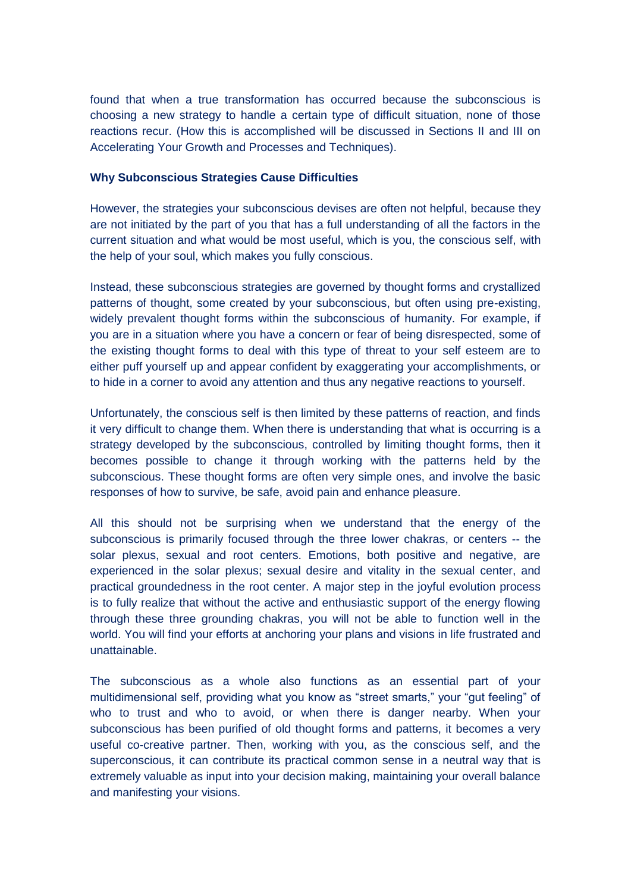found that when a true transformation has occurred because the subconscious is choosing a new strategy to handle a certain type of difficult situation, none of those reactions recur. (How this is accomplished will be discussed in Sections II and III on Accelerating Your Growth and Processes and Techniques).

**Why Subconscious Strategies Cause Difficulties**

However, the strategies your subconscious devises are often not helpful, because they are not initiated by the part of you that has a full understanding of all the factors in the current situation and what would be most useful, which is you, the conscious self, with the help of your soul, which makes you fully conscious.

Instead, these subconscious strategies are governed by thought forms and crystallized patterns of thought, some created by your subconscious, but often using pre-existing, widely prevalent thought forms within the subconscious of humanity. For example, if you are in a situation where you have a concern or fear of being disrespected, some of the existing thought forms to deal with this type of threat to your self esteem are to either puff yourself up and appear confident by exaggerating your accomplishments, or to hide in a corner to avoid any attention and thus any negative reactions to yourself.

Unfortunately, the conscious self is then limited by these patterns of reaction, and finds it very difficult to change them. When there is understanding that what is occurring is a strategy developed by the subconscious, controlled by limiting thought forms, then it becomes possible to change it through working with the patterns held by the subconscious. These thought forms are often very simple ones, and involve the basic responses of how to survive, be safe, avoid pain and enhance pleasure.

All this should not be surprising when we understand that the energy of the subconscious is primarily focused through the three lower chakras, or centers -- the solar plexus, sexual and root centers. Emotions, both positive and negative, are experienced in the solar plexus; sexual desire and vitality in the sexual center, and practical groundedness in the root center. A major step in the joyful evolution process is to fully realize that without the active and enthusiastic support of the energy flowing through these three grounding chakras, you will not be able to function well in the world. You will find your efforts at anchoring your plans and visions in life frustrated and unattainable.

The subconscious as a whole also functions as an essential part of your multidimensional self, providing what you know as "street smarts," your "gut feeling" of who to trust and who to avoid, or when there is danger nearby. When your subconscious has been purified of old thought forms and patterns, it becomes a very useful co-creative partner. Then, working with you, as the conscious self, and the superconscious, it can contribute its practical common sense in a neutral way that is extremely valuable as input into your decision making, maintaining your overall balance and manifesting your visions.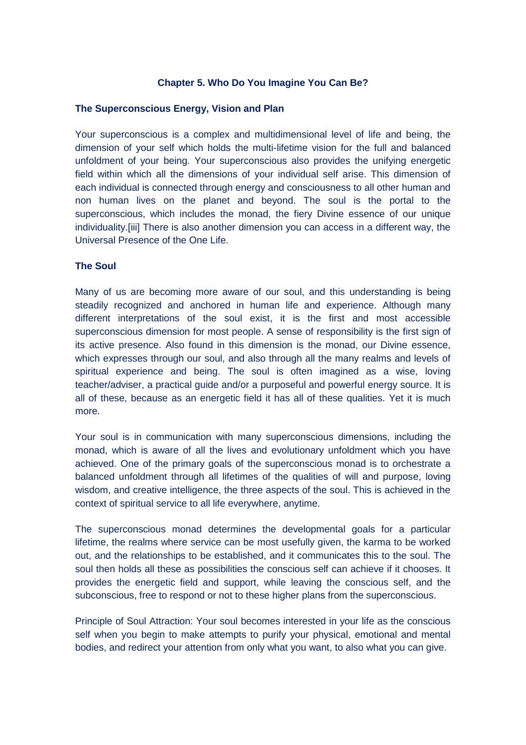## Chapter 5. Who Do You Imagine You Can Be?

### The Superconscious Energy, Vision and Plan

Your superconscious is a complex and multidimensional level of life and being, the dimension of your self which holds the multi-lifetime vision for the full and balanced unfoldment of your being. Your superconscious also provides the unifying energetic field within which all the dimensions of your individual self arise. This dimension of each individual is connected through energy and consciousness to all other human and non human lives on the planet and beyond. The soul is the portal to the superconscious, which includes the monad, the fiery Divine essence of our unique individuality.[iii] There is also another dimension you can access in a different way, the Universal Presence of the One Life.

### The Soul

Many of us are becoming more aware of our soul, and this understanding is being steadily recognized and anchored in human life and experience. Although many different interpretations of the soul exist, it is the first and most accessible superconscious dimension for most people. A sense of responsibility is the first sign of its active presence. Also found in this dimension is the monad, our Divine essence, which expresses through our soul, and also through all the many realms and levels of spiritual experience and being. The soul is often imagined as a wise, loving teacher/adviser, a practical guide and/or a purposeful and powerful energy source. It is all of these, because as an energetic field it has all of these qualities. Yet it is much more.

Your soul is in communication with many superconscious dimensions, including the monad, which is aware of all the lives and evolutionary unfoldment which you have achieved. One of the primary goals of the superconscious monad is to orchestrate a balanced unfoldment through all lifetimes of the qualities of will and purpose, loving wisdom, and creative intelligence, the three aspects of the soul. This is achieved in the context of spiritual service to all life everywhere, anytime.

The superconscious monad determines the developmental goals for a particular lifetime, the realms where service can be most usefully given, the karma to be worked out, and the relationships to be established, and it communicates this to the soul. The soul then holds all these as possibilities the conscious self can achieve if it chooses. It provides the energetic field and support, while leaving the conscious self, and the subconscious, free to respond or not to these higher plans from the superconscious.

Principle of Soul Attraction: Your soul becomes interested in your life as the conscious self when you begin to make attempts to purify your physical, emotional and mental bodies, and redirect your attention from only what you want, to also what you can give.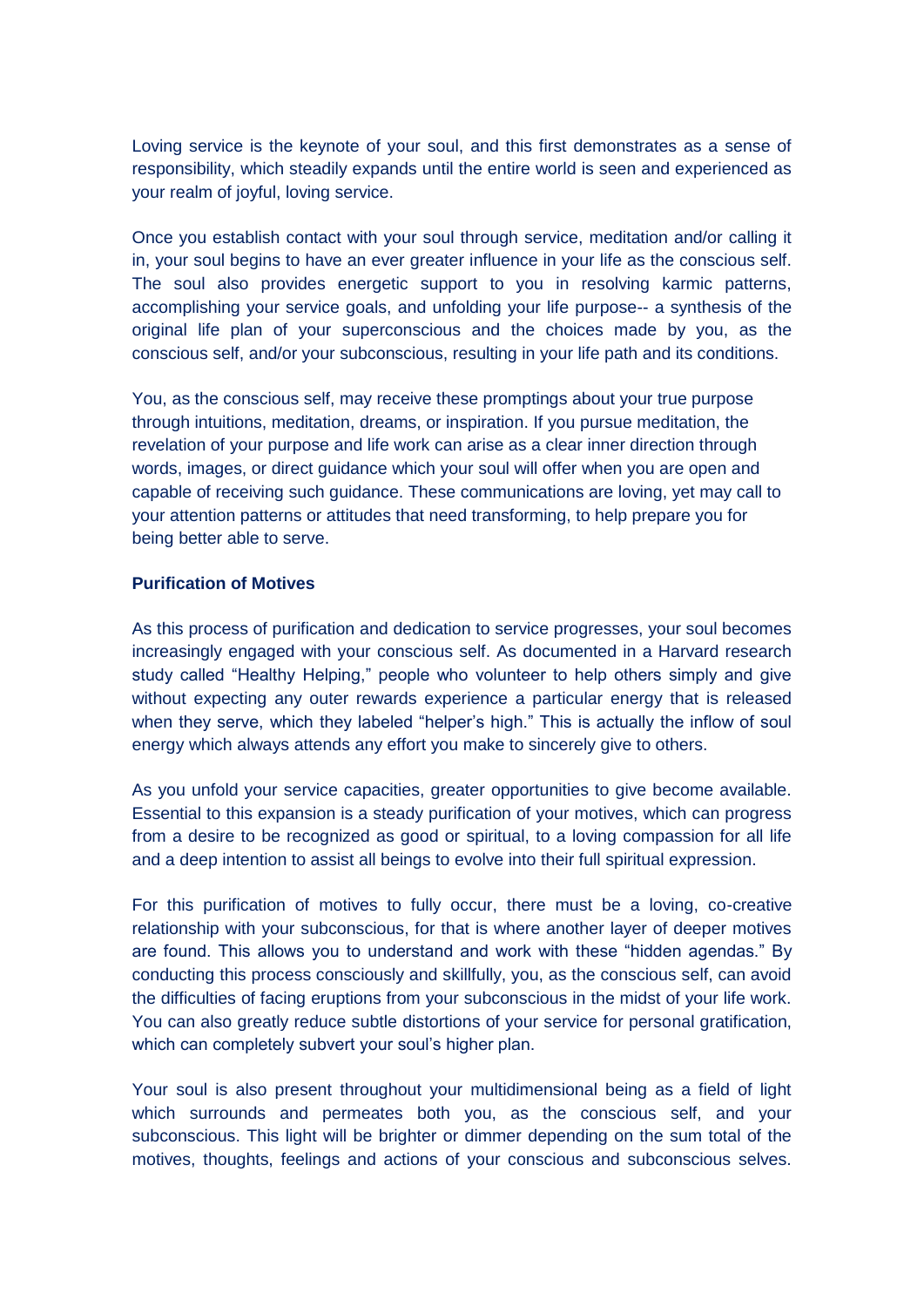Loving service is the keynote of your soul, and this first demonstrates as a sense of responsibility, which steadily expands until the entire world is seen and experienced as your realm of joyful, loving service.

Once you establish contact with your soul through service, meditation and/or calling it in, your soul begins to have an ever greater influence in your life as the conscious self. The soul also provides energetic support to you in resolving karmic patterns, accomplishing your service goals, and unfolding your life purpose-- a synthesis of the original life plan of your superconscious and the choices made by you, as the conscious self, and/or your subconscious, resulting in your life path and its conditions.

You, as the conscious self, may receive these promptings about your true purpose through intuitions, meditation, dreams, or inspiration. If you pursue meditation, the revelation of your purpose and life work can arise as a clear inner direction through words, images, or direct guidance which your soul will offer when you are open and capable of receiving such guidance. These communications are loving, yet may call to your attention patterns or attitudes that need transforming, to help prepare you for being better able to serve.

**Purification of Motives**

As this process of purification and dedication to service progresses, your soul becomes increasingly engaged with your conscious self. As documented in a Harvard research study called "Healthy Helping," people who volunteer to help others simply and give without expecting any outer rewards experience a particular energy that is released when they serve, which they labeled "helper's high." This is actually the inflow of soul energy which always attends any effort you make to sincerely give to others.

As you unfold your service capacities, greater opportunities to give become available. Essential to this expansion is a steady purification of your motives, which can progress from a desire to be recognized as good or spiritual, to a loving compassion for all life and a deep intention to assist all beings to evolve into their full spiritual expression.

For this purification of motives to fully occur, there must be a loving, co-creative relationship with your subconscious, for that is where another layer of deeper motives are found. This allows you to understand and work with these "hidden agendas." By conducting this process consciously and skillfully, you, as the conscious self, can avoid the difficulties of facing eruptions from your subconscious in the midst of your life work. You can also greatly reduce subtle distortions of your service for personal gratification, which can completely subvert your soul's higher plan.

Your soul is also present throughout your multidimensional being as a field of light which surrounds and permeates both you, as the conscious self, and your subconscious. This light will be brighter or dimmer depending on the sum total of the motives, thoughts, feelings and actions of your conscious and subconscious selves.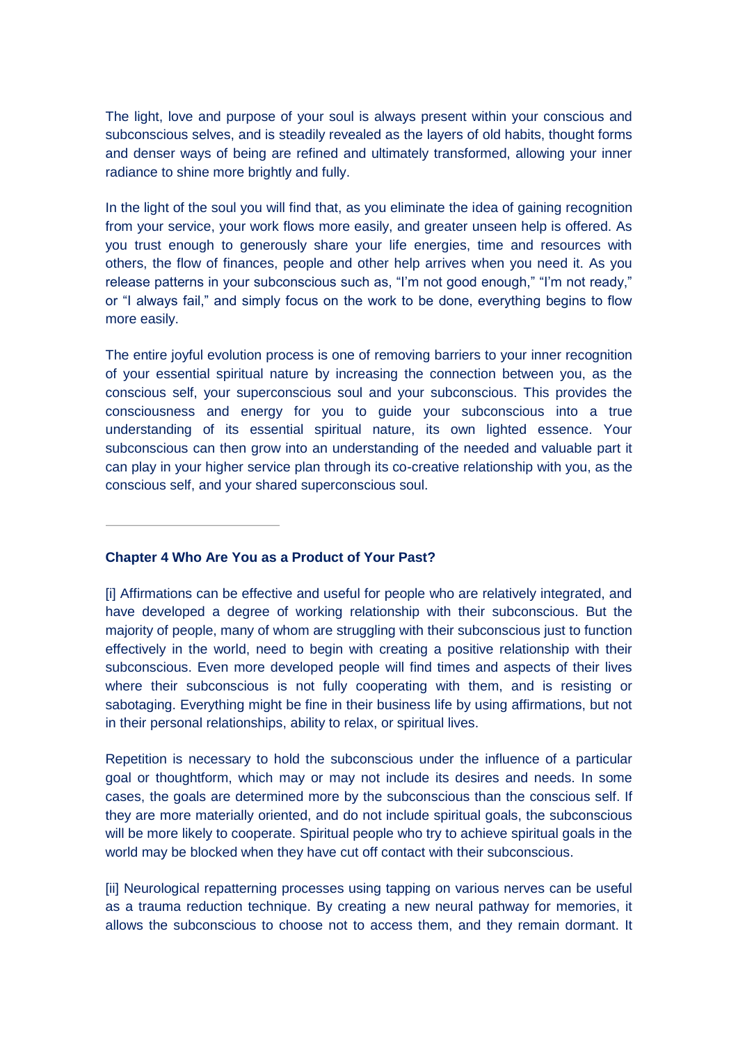The light, love and purpose of your soul is always present within your conscious and subconscious selves, and is steadily revealed as the layers of old habits, thought forms and denser ways of being are refined and ultimately transformed, allowing your inner radiance to shine more brightly and fully.

In the light of the soul you will find that, as you eliminate the idea of gaining recognition from your service, your work flows more easily, and greater unseen help is offered. As you trust enough to generously share your life energies, time and resources with others, the flow of finances, people and other help arrives when you need it. As you release patterns in your subconscious such as, "I'm not good enough," "I'm not ready," or "I always fail," and simply focus on the work to be done, everything begins to flow more easily.

The entire joyful evolution process is one of removing barriers to your inner recognition of your essential spiritual nature by increasing the connection between you, as the conscious self, your superconscious soul and your subconscious. This provides the consciousness and energy for you to guide your subconscious into a true understanding of its essential spiritual nature, its own lighted essence. Your subconscious can then grow into an understanding of the needed and valuable part it can play in your higher service plan through its co-creative relationship with you, as the conscious self, and your shared superconscious soul.

---

**Chapter 4 Who Are You as a Product of Your Past?**

[i] Affirmations can be effective and useful for people who are relatively integrated, and have developed a degree of working relationship with their subconscious. But the majority of people, many of whom are struggling with their subconscious just to function effectively in the world, need to begin with creating a positive relationship with their subconscious. Even more developed people will find times and aspects of their lives where their subconscious is not fully cooperating with them, and is resisting or sabotaging. Everything might be fine in their business life by using affirmations, but not in their personal relationships, ability to relax, or spiritual lives.

Repetition is necessary to hold the subconscious under the influence of a particular goal or thoughtform, which may or may not include its desires and needs. In some cases, the goals are determined more by the subconscious than the conscious self. If they are more materially oriented, and do not include spiritual goals, the subconscious will be more likely to cooperate. Spiritual people who try to achieve spiritual goals in the world may be blocked when they have cut off contact with their subconscious.

[ii] Neurological repatterning processes using tapping on various nerves can be useful as a trauma reduction technique. By creating a new neural pathway for memories, it allows the subconscious to choose not to access them, and they remain dormant. It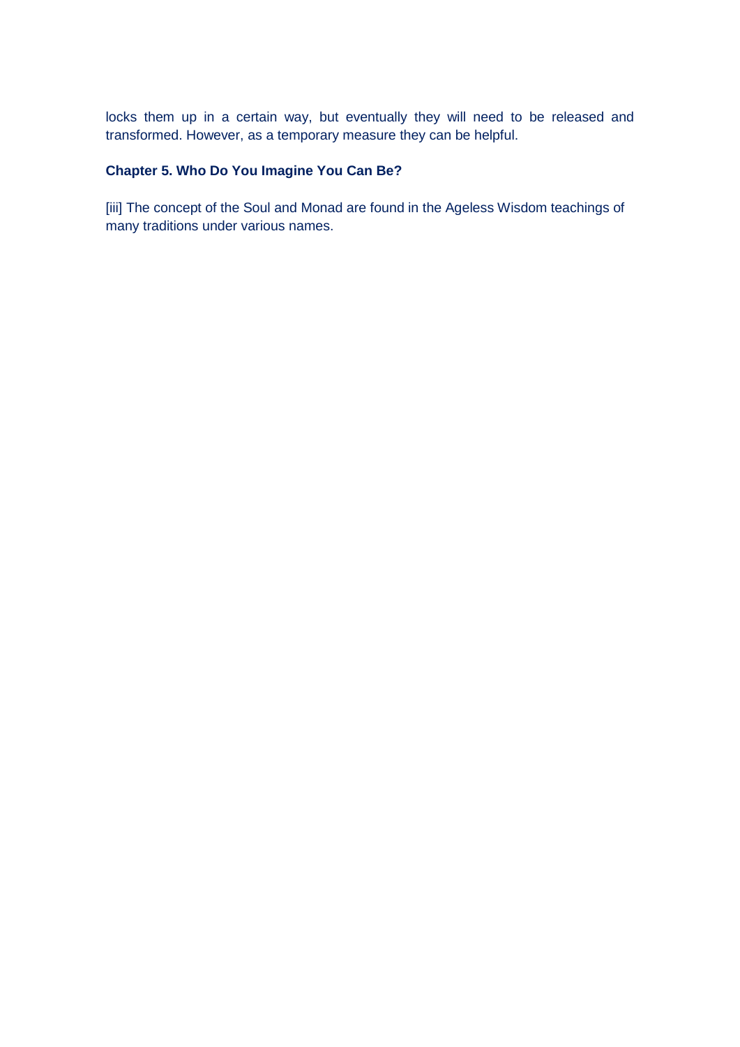locks them up in a certain way, but eventually they will need to be released and transformed. However, as a temporary measure they can be helpful.

**Chapter 5. Who Do You Imagine You Can Be?**

[iii] The concept of the Soul and Monad are found in the Ageless Wisdom teachings of many traditions under various names.